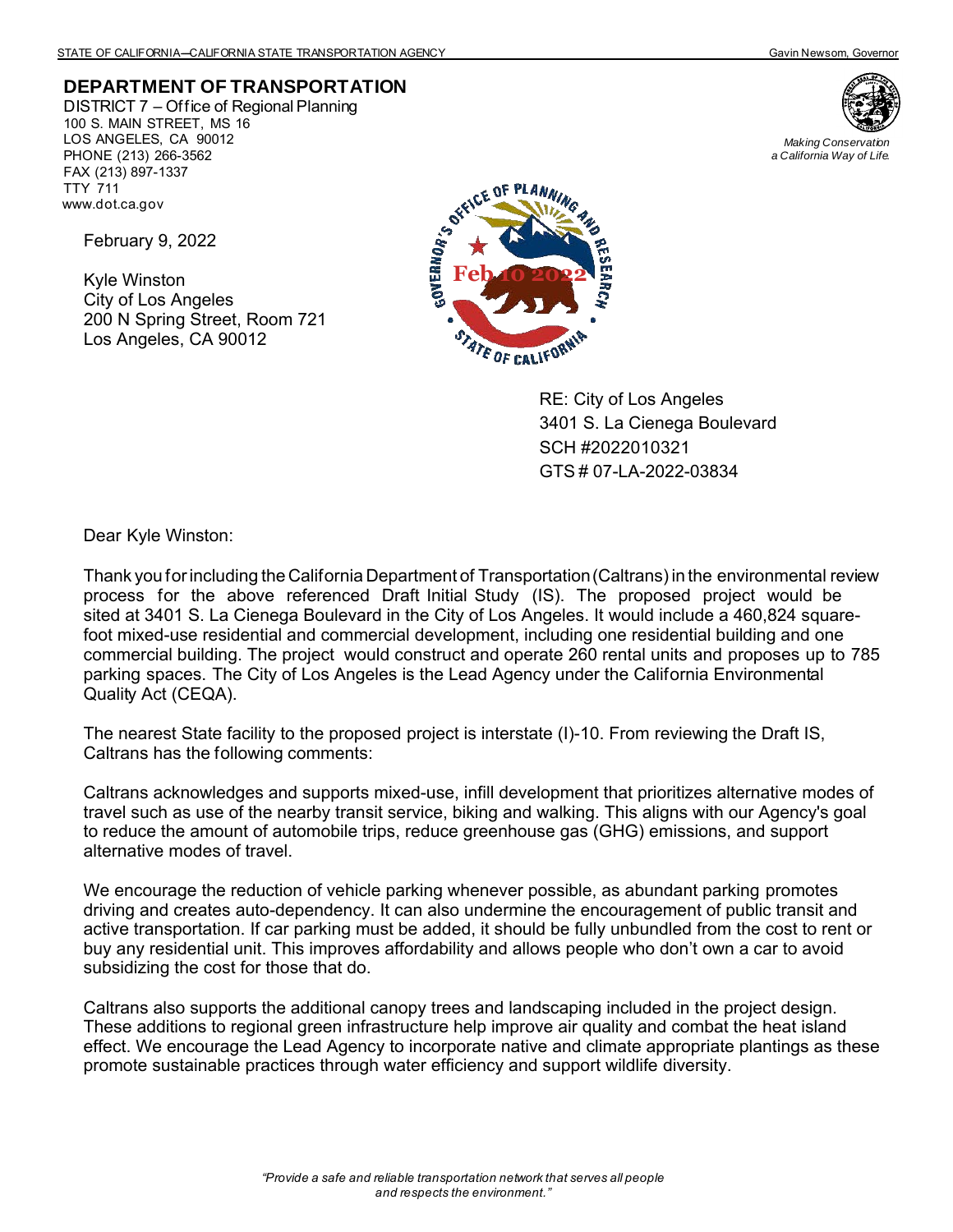STATE OF CALIFORNIA—CALIFORNIA STATE TRANSPORTATION AGENCY — Gavin Newsom, Governor

**DEPARTMENT OF TRANSPORTATION**
DISTRICT 7 – Office of Regional Planning
100 S. MAIN STREET, MS 16
LOS ANGELES, CA 90012
PHONE (213) 266-3562
FAX (213) 897-1337
TTY 711
www.dot.ca.gov

*Making Conservation a California Way of Life.*

GOVERNOR'S OFFICE OF PLANNING AND RESEARCH
Feb 10 2022
STATE OF CALIFORNIA

February 9, 2022

Kyle Winston
City of Los Angeles
200 N Spring Street, Room 721
Los Angeles, CA 90012

RE: City of Los Angeles
3401 S. La Cienega Boulevard
SCH #2022010321
GTS # 07-LA-2022-03834

Dear Kyle Winston:

Thank you for including the California Department of Transportation (Caltrans) in the environmental review process for the above referenced Draft Initial Study (IS). The proposed project would be sited at 3401 S. La Cienega Boulevard in the City of Los Angeles. It would include a 460,824 square-foot mixed-use residential and commercial development, including one residential building and one commercial building. The project would construct and operate 260 rental units and proposes up to 785 parking spaces. The City of Los Angeles is the Lead Agency under the California Environmental Quality Act (CEQA).

The nearest State facility to the proposed project is interstate (I)-10. From reviewing the Draft IS, Caltrans has the following comments:

Caltrans acknowledges and supports mixed-use, infill development that prioritizes alternative modes of travel such as use of the nearby transit service, biking and walking. This aligns with our Agency's goal to reduce the amount of automobile trips, reduce greenhouse gas (GHG) emissions, and support alternative modes of travel.

We encourage the reduction of vehicle parking whenever possible, as abundant parking promotes driving and creates auto-dependency. It can also undermine the encouragement of public transit and active transportation. If car parking must be added, it should be fully unbundled from the cost to rent or buy any residential unit. This improves affordability and allows people who don't own a car to avoid subsidizing the cost for those that do.

Caltrans also supports the additional canopy trees and landscaping included in the project design. These additions to regional green infrastructure help improve air quality and combat the heat island effect. We encourage the Lead Agency to incorporate native and climate appropriate plantings as these promote sustainable practices through water efficiency and support wildlife diversity.

*"Provide a safe and reliable transportation network that serves all people and respects the environment."*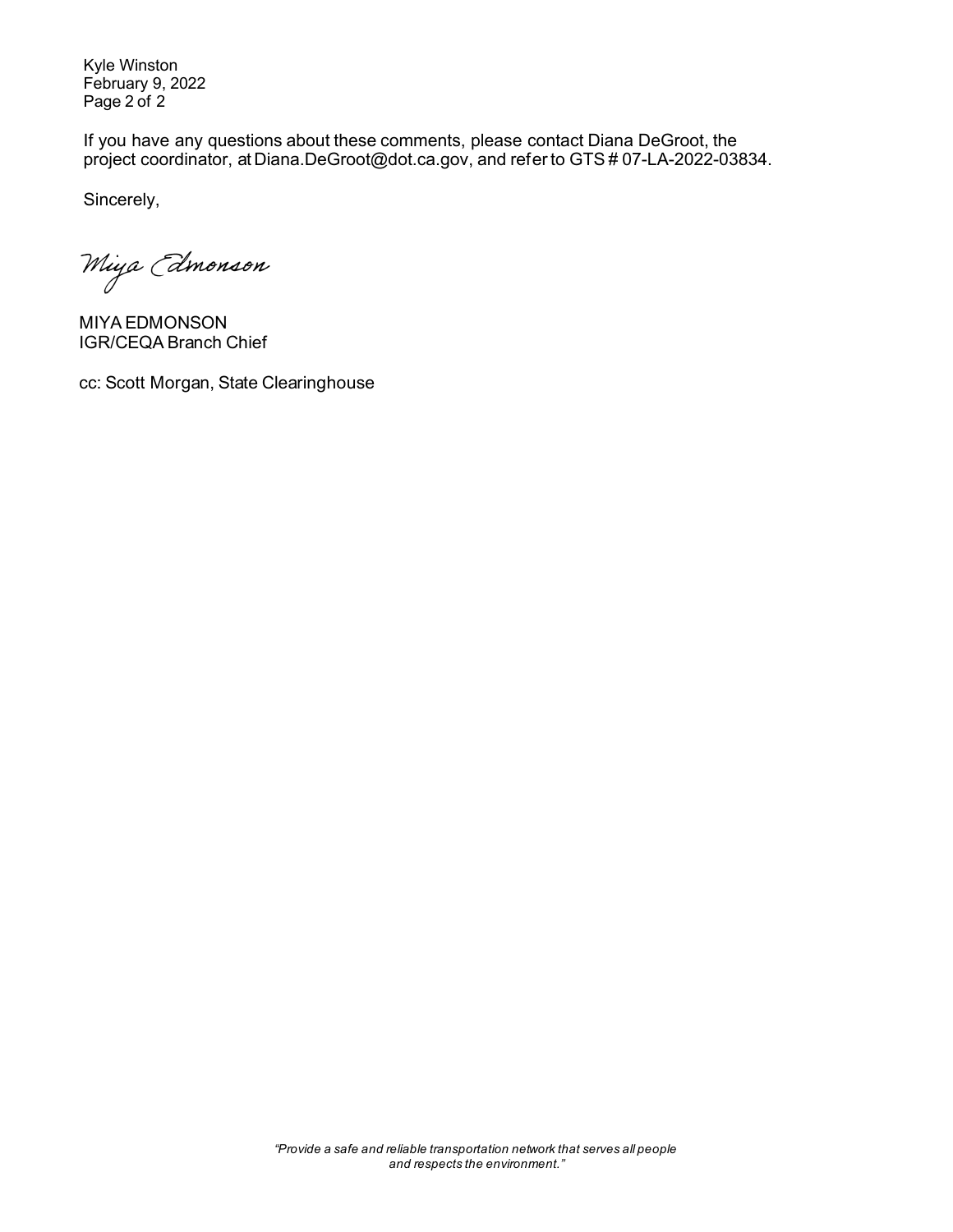If you have any questions about these comments, please contact Diana DeGroot, the project coordinator, at Diana.DeGroot@dot.ca.gov, and refer to GTS # 07-LA-2022-03834.

Sincerely,

Miya Edmonson

MIYA EDMONSON
IGR/CEQA Branch Chief

cc: Scott Morgan, State Clearinghouse

*"Provide a safe and reliable transportation network that serves all people and respects the environment."*